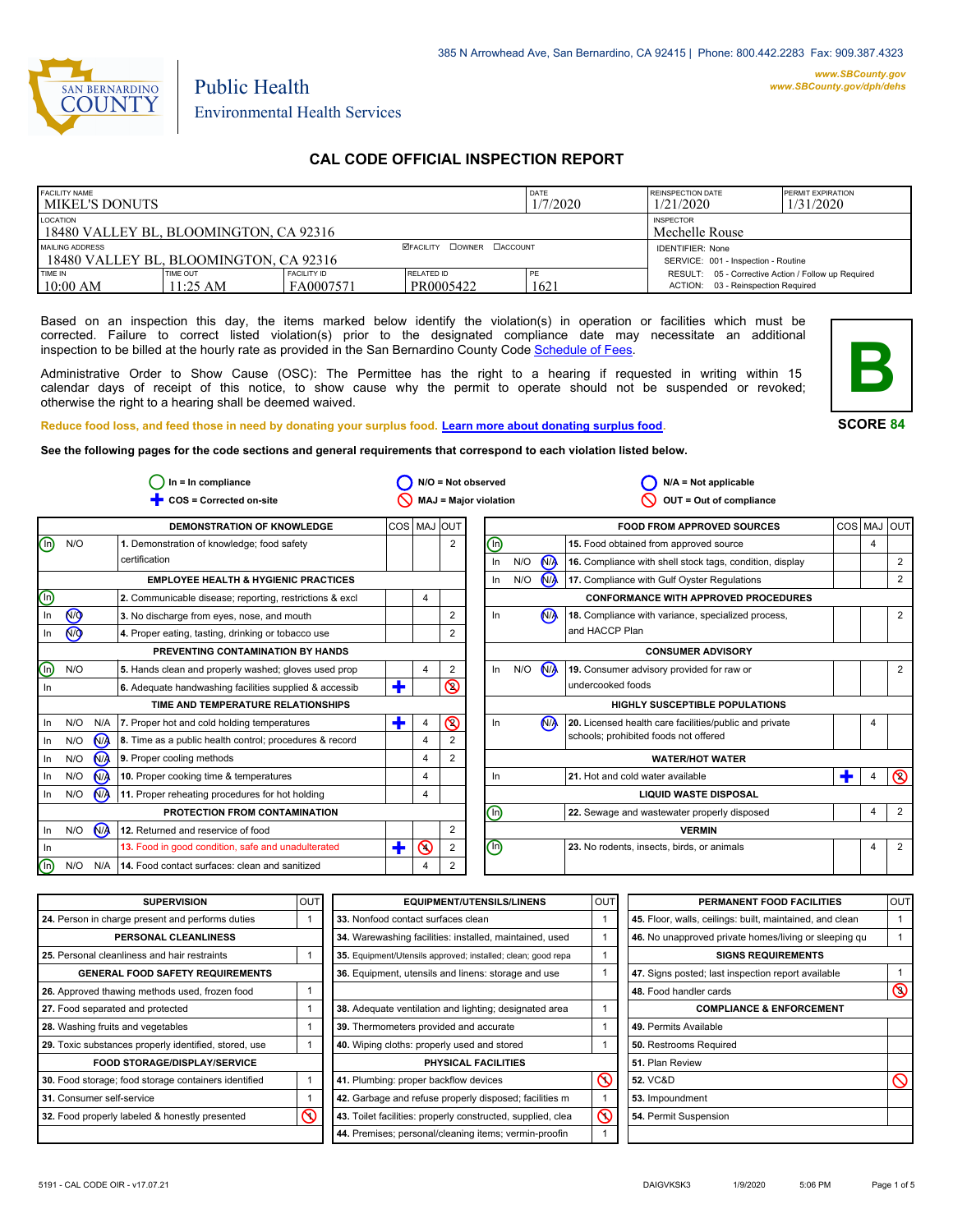385 N Arrowhead Ave, San Bernardino, CA 92415 | Phone: 800.442.2283 Fax: 909.387.4323

www.SBCounty.gov
www.SBCounty.gov/dph/dehs

SAN BERNARDINO COUNTY

Public Health
Environmental Health Services

# CAL CODE OFFICIAL INSPECTION REPORT

| FACILITY NAME | | | | DATE | REINSPECTION DATE | PERMIT EXPIRATION |
|---|---|---|---|---|---|---|
| MIKEL'S DONUTS | | | | 1/7/2020 | 1/21/2020 | 1/31/2020 |
| LOCATION: 18480 VALLEY BL, BLOOMINGTON, CA 92316 | | | | | INSPECTOR: Mechelle Rouse | |
| MAILING ADDRESS: 18480 VALLEY BL, BLOOMINGTON, CA 92316 | | | ☑FACILITY ☐OWNER ☐ACCOUNT | | IDENTIFIER: None<br>SERVICE: 001 - Inspection - Routine | |
| TIME IN: 10:00 AM | TIME OUT: 11:25 AM | FACILITY ID: FA0007571 | RELATED ID: PR0005422 | PE: 1621 | RESULT: 05 - Corrective Action / Follow up Required<br>ACTION: 03 - Reinspection Required | |

Based on an inspection this day, the items marked below identify the violation(s) in operation or facilities which must be corrected. Failure to correct listed violation(s) prior to the designated compliance date may necessitate an additional inspection to be billed at the hourly rate as provided in the San Bernardino County Code Schedule of Fees.

Administrative Order to Show Cause (OSC): The Permittee has the right to a hearing if requested in writing within 15 calendar days of receipt of this notice, to show cause why the permit to operate should not be suspended or revoked; otherwise the right to a hearing shall be deemed waived.

**B**

**SCORE 84**

Reduce food loss, and feed those in need by donating your surplus food. Learn more about donating surplus food.

**See the following pages for the code sections and general requirements that correspond to each violation listed below.**

In = In compliance | N/O = Not observed | N/A = Not applicable
COS = Corrected on-site | MAJ = Major violation | OUT = Out of compliance

| Status | | | Item | COS | MAJ | OUT |
|---|---|---|---|---|---|---|
| **DEMONSTRATION OF KNOWLEDGE** | | | | | | |
| (In) | N/O | | 1. Demonstration of knowledge; food safety certification | | | 2 |
| **EMPLOYEE HEALTH & HYGIENIC PRACTICES** | | | | | | |
| (In) | | | 2. Communicable disease; reporting, restrictions & excl | | 4 | |
| In | (N/O) | | 3. No discharge from eyes, nose, and mouth | | | 2 |
| In | (N/O) | | 4. Proper eating, tasting, drinking or tobacco use | | | 2 |
| **PREVENTING CONTAMINATION BY HANDS** | | | | | | |
| (In) | N/O | | 5. Hands clean and properly washed; gloves used prop | | 4 | 2 |
| In | | | 6. Adequate handwashing facilities supplied & accessib | + | | ⊘ |
| **TIME AND TEMPERATURE RELATIONSHIPS** | | | | | | |
| In | N/O | N/A | 7. Proper hot and cold holding temperatures | + | 4 | ⊘ |
| In | N/O | (N/A) | 8. Time as a public health control; procedures & record | | 4 | 2 |
| In | N/O | (N/A) | 9. Proper cooling methods | | 4 | 2 |
| In | N/O | (N/A) | 10. Proper cooking time & temperatures | | 4 | |
| In | N/O | (N/A) | 11. Proper reheating procedures for hot holding | | 4 | |
| **PROTECTION FROM CONTAMINATION** | | | | | | |
| In | N/O | (N/A) | 12. Returned and reservice of food | | | 2 |
| In | | | 13. Food in good condition, safe and unadulterated | + | ⊘ | 2 |
| (In) | N/O | N/A | 14. Food contact surfaces: clean and sanitized | | 4 | 2 |
| **FOOD FROM APPROVED SOURCES** | | | | | | |
| (In) | | | 15. Food obtained from approved source | | 4 | |
| In | N/O | (N/A) | 16. Compliance with shell stock tags, condition, display | | | 2 |
| In | N/O | (N/A) | 17. Compliance with Gulf Oyster Regulations | | | 2 |
| **CONFORMANCE WITH APPROVED PROCEDURES** | | | | | | |
| In | | (N/A) | 18. Compliance with variance, specialized process, and HACCP Plan | | | 2 |
| **CONSUMER ADVISORY** | | | | | | |
| In | N/O | (N/A) | 19. Consumer advisory provided for raw or undercooked foods | | | 2 |
| **HIGHLY SUSCEPTIBLE POPULATIONS** | | | | | | |
| In | | (N/A) | 20. Licensed health care facilities/public and private schools; prohibited foods not offered | | 4 | |
| **WATER/HOT WATER** | | | | | | |
| In | | | 21. Hot and cold water available | + | 4 | ⊘ |
| **LIQUID WASTE DISPOSAL** | | | | | | |
| (In) | | | 22. Sewage and wastewater properly disposed | | 4 | 2 |
| **VERMIN** | | | | | | |
| (In) | | | 23. No rodents, insects, birds, or animals | | 4 | 2 |

| Item | OUT |
|---|---|
| **SUPERVISION** | |
| 24. Person in charge present and performs duties | 1 |
| **PERSONAL CLEANLINESS** | |
| 25. Personal cleanliness and hair restraints | 1 |
| **GENERAL FOOD SAFETY REQUIREMENTS** | |
| 26. Approved thawing methods used, frozen food | 1 |
| 27. Food separated and protected | 1 |
| 28. Washing fruits and vegetables | 1 |
| 29. Toxic substances properly identified, stored, use | 1 |
| **FOOD STORAGE/DISPLAY/SERVICE** | |
| 30. Food storage; food storage containers identified | 1 |
| 31. Consumer self-service | 1 |
| 32. Food properly labeled & honestly presented | ⊘ |
| **EQUIPMENT/UTENSILS/LINENS** | |
| 33. Nonfood contact surfaces clean | 1 |
| 34. Warewashing facilities: installed, maintained, used | 1 |
| 35. Equipment/Utensils approved; installed; clean; good repa | 1 |
| 36. Equipment, utensils and linens: storage and use | 1 |
| 38. Adequate ventilation and lighting; designated area | 1 |
| 39. Thermometers provided and accurate | 1 |
| 40. Wiping cloths: properly used and stored | 1 |
| **PHYSICAL FACILITIES** | |
| 41. Plumbing: proper backflow devices | ⊘ |
| 42. Garbage and refuse properly disposed; facilities m | 1 |
| 43. Toilet facilities: properly constructed, supplied, clea | ⊘ |
| 44. Premises; personal/cleaning items; vermin-proofin | 1 |
| **PERMANENT FOOD FACILITIES** | |
| 45. Floor, walls, ceilings: built, maintained, and clean | 1 |
| 46. No unapproved private homes/living or sleeping qu | 1 |
| **SIGNS REQUIREMENTS** | |
| 47. Signs posted; last inspection report available | 1 |
| 48. Food handler cards | ⊘ |
| **COMPLIANCE & ENFORCEMENT** | |
| 49. Permits Available | |
| 50. Restrooms Required | |
| 51. Plan Review | |
| 52. VC&D | ⊘ |
| 53. Impoundment | |
| 54. Permit Suspension | |

5191 - CAL CODE OIR - v17.07.21 DAIGVKSK3 1/9/2020 5:06 PM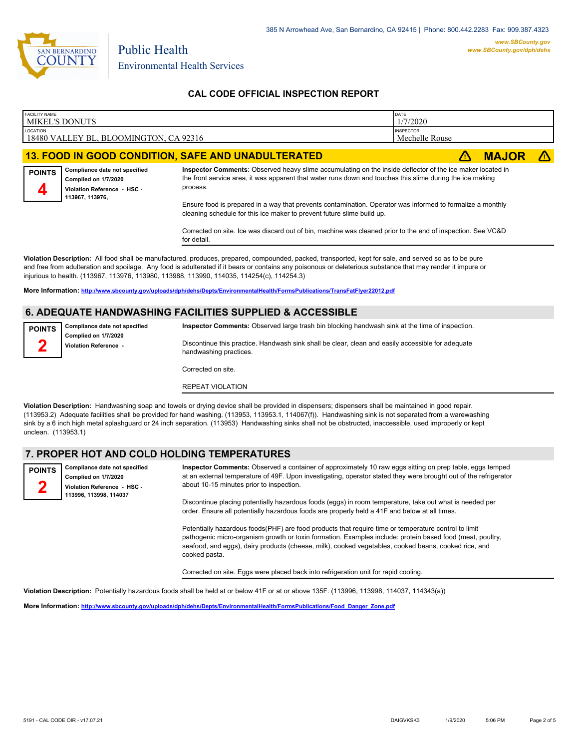385 N Arrowhead Ave, San Bernardino, CA 92415 | Phone: 800.442.2283 Fax: 909.387.4323

www.SBCounty.gov
www.SBCounty.gov/dph/dehs

Public Health
Environmental Health Services

## CAL CODE OFFICIAL INSPECTION REPORT

| FACILITY NAME | DATE |
|---|---|
| MIKEL'S DONUTS | 1/7/2020 |
| LOCATION | INSPECTOR |
| 18480 VALLEY BL, BLOOMINGTON, CA 92316 | Mechelle Rouse |

### 13. FOOD IN GOOD CONDITION, SAFE AND UNADULTERATED — ⚠ MAJOR ⚠

**POINTS** 4

**Compliance date not specified**
**Complied on 1/7/2020**
**Violation Reference - HSC - 113967, 113976,**

**Inspector Comments:** Observed heavy slime accumulating on the inside deflector of the ice maker located in the front service area, it was apparent that water runs down and touches this slime during the ice making process.

Ensure food is prepared in a way that prevents contamination. Operator was informed to formalize a monthly cleaning schedule for this ice maker to prevent future slime build up.

Corrected on site. Ice was discard out of bin, machine was cleaned prior to the end of inspection. See VC&D for detail.

**Violation Description:** All food shall be manufactured, produces, prepared, compounded, packed, transported, kept for sale, and served so as to be pure and free from adulteration and spoilage. Any food is adulterated if it bears or contains any poisonous or deleterious substance that may render it impure or injurious to health. (113967, 113976, 113980, 113988, 113990, 114035, 114254(c), 114254.3)

**More Information:** http://www.sbcounty.gov/uploads/dph/dehs/Depts/EnvironmentalHealth/FormsPublications/TransFatFlyer22012.pdf

### 6. ADEQUATE HANDWASHING FACILITIES SUPPLIED & ACCESSIBLE

**POINTS** 2

**Compliance date not specified**
**Complied on 1/7/2020**
**Violation Reference -**

**Inspector Comments:** Observed large trash bin blocking handwash sink at the time of inspection.

Discontinue this practice. Handwash sink shall be clear, clean and easily accessible for adequate handwashing practices.

Corrected on site.

REPEAT VIOLATION

**Violation Description:** Handwashing soap and towels or drying device shall be provided in dispensers; dispensers shall be maintained in good repair. (113953.2) Adequate facilities shall be provided for hand washing. (113953, 113953.1, 114067(f)). Handwashing sink is not separated from a warewashing sink by a 6 inch high metal splashguard or 24 inch separation. (113953) Handwashing sinks shall not be obstructed, inaccessible, used improperly or kept unclean. (113953.1)

### 7. PROPER HOT AND COLD HOLDING TEMPERATURES

**POINTS** 2

**Compliance date not specified**
**Complied on 1/7/2020**
**Violation Reference - HSC - 113996, 113998, 114037**

**Inspector Comments:** Observed a container of approximately 10 raw eggs sitting on prep table, eggs temped at an external temperature of 49F. Upon investigating, operator stated they were brought out of the refrigerator about 10-15 minutes prior to inspection.

Discontinue placing potentially hazardous foods (eggs) in room temperature, take out what is needed per order. Ensure all potentially hazardous foods are properly held a 41F and below at all times.

Potentially hazardous foods(PHF) are food products that require time or temperature control to limit pathogenic micro-organism growth or toxin formation. Examples include: protein based food (meat, poultry, seafood, and eggs), dairy products (cheese, milk), cooked vegetables, cooked beans, cooked rice, and cooked pasta.

Corrected on site. Eggs were placed back into refrigeration unit for rapid cooling.

**Violation Description:** Potentially hazardous foods shall be held at or below 41F or at or above 135F. (113996, 113998, 114037, 114343(a))

**More Information:** http://www.sbcounty.gov/uploads/dph/dehs/Depts/EnvironmentalHealth/FormsPublications/Food_Danger_Zone.pdf

5191 - CAL CODE OIR - v17.07.21 DAIGVKSK3 1/9/2020 5:06 PM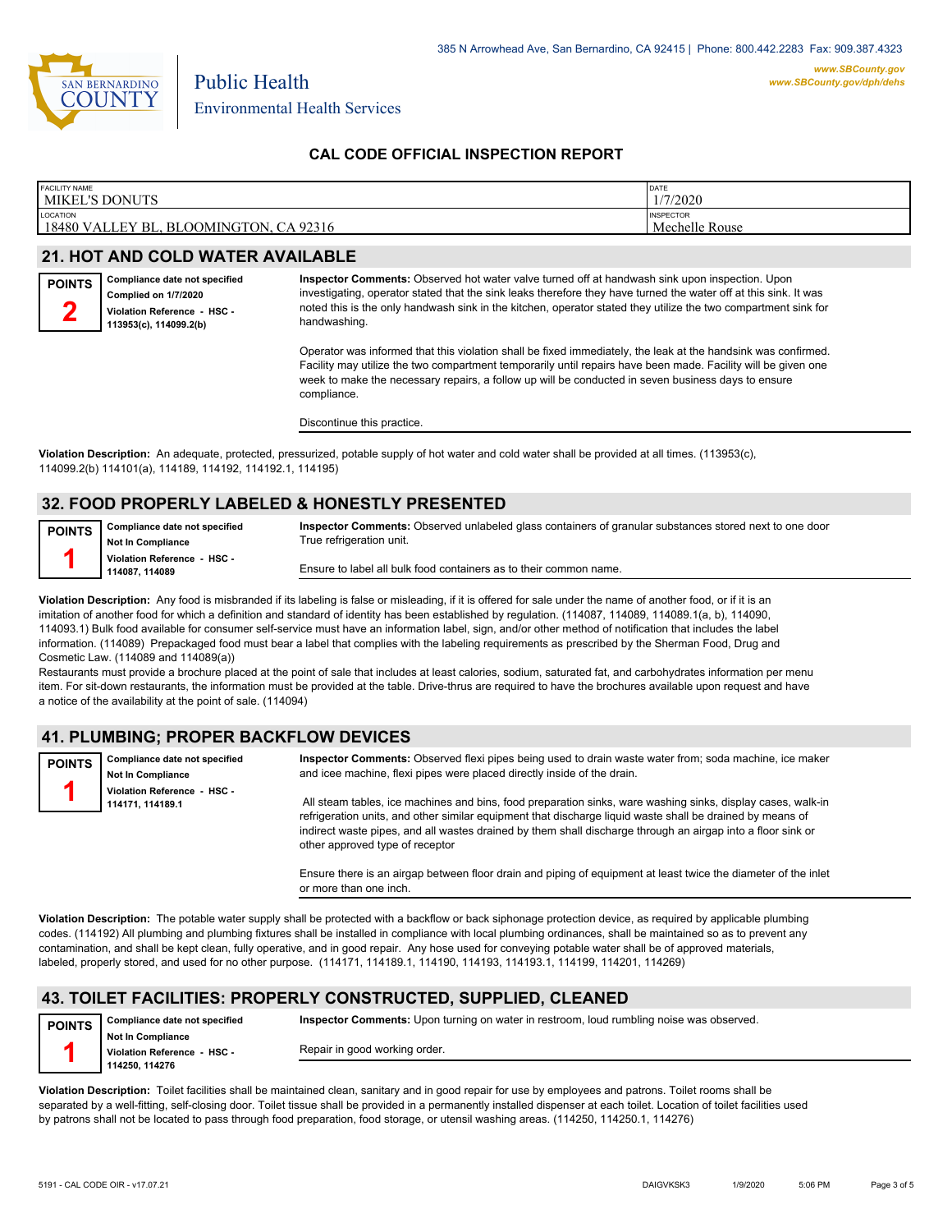385 N Arrowhead Ave, San Bernardino, CA 92415 | Phone: 800.442.2283 Fax: 909.387.4323

www.SBCounty.gov
www.SBCounty.gov/dph/dehs

SAN BERNARDINO COUNTY

Public Health
Environmental Health Services

## CAL CODE OFFICIAL INSPECTION REPORT

| FACILITY NAME | DATE |
|---|---|
| MIKEL'S DONUTS | 1/7/2020 |
| **LOCATION** | **INSPECTOR** |
| 18480 VALLEY BL, BLOOMINGTON, CA 92316 | Mechelle Rouse |

## 21. HOT AND COLD WATER AVAILABLE

**POINTS 2**

**Compliance date not specified**
**Complied on 1/7/2020**
**Violation Reference - HSC - 113953(c), 114099.2(b)**

**Inspector Comments:** Observed hot water valve turned off at handwash sink upon inspection. Upon investigating, operator stated that the sink leaks therefore they have turned the water off at this sink. It was noted this is the only handwash sink in the kitchen, operator stated they utilize the two compartment sink for handwashing.

Operator was informed that this violation shall be fixed immediately, the leak at the handsink was confirmed. Facility may utilize the two compartment temporarily until repairs have been made. Facility will be given one week to make the necessary repairs, a follow up will be conducted in seven business days to ensure compliance.

Discontinue this practice.

**Violation Description:** An adequate, protected, pressurized, potable supply of hot water and cold water shall be provided at all times. (113953(c), 114099.2(b) 114101(a), 114189, 114192, 114192.1, 114195)

## 32. FOOD PROPERLY LABELED & HONESTLY PRESENTED

**POINTS 1**

**Compliance date not specified**
**Not In Compliance**
**Violation Reference - HSC - 114087, 114089**

**Inspector Comments:** Observed unlabeled glass containers of granular substances stored next to one door True refrigeration unit.

Ensure to label all bulk food containers as to their common name.

**Violation Description:** Any food is misbranded if its labeling is false or misleading, if it is offered for sale under the name of another food, or if it is an imitation of another food for which a definition and standard of identity has been established by regulation. (114087, 114089, 114089.1(a, b), 114090, 114093.1) Bulk food available for consumer self-service must have an information label, sign, and/or other method of notification that includes the label information. (114089) Prepackaged food must bear a label that complies with the labeling requirements as prescribed by the Sherman Food, Drug and Cosmetic Law. (114089 and 114089(a))
Restaurants must provide a brochure placed at the point of sale that includes at least calories, sodium, saturated fat, and carbohydrates information per menu item. For sit-down restaurants, the information must be provided at the table. Drive-thrus are required to have the brochures available upon request and have a notice of the availability at the point of sale. (114094)

## 41. PLUMBING; PROPER BACKFLOW DEVICES

**POINTS 1**

**Compliance date not specified**
**Not In Compliance**
**Violation Reference - HSC - 114171, 114189.1**

**Inspector Comments:** Observed flexi pipes being used to drain waste water from; soda machine, ice maker and icee machine, flexi pipes were placed directly inside of the drain.

All steam tables, ice machines and bins, food preparation sinks, ware washing sinks, display cases, walk-in refrigeration units, and other similar equipment that discharge liquid waste shall be drained by means of indirect waste pipes, and all wastes drained by them shall discharge through an airgap into a floor sink or other approved type of receptor

Ensure there is an airgap between floor drain and piping of equipment at least twice the diameter of the inlet or more than one inch.

**Violation Description:** The potable water supply shall be protected with a backflow or back siphonage protection device, as required by applicable plumbing codes. (114192) All plumbing and plumbing fixtures shall be installed in compliance with local plumbing ordinances, shall be maintained so as to prevent any contamination, and shall be kept clean, fully operative, and in good repair. Any hose used for conveying potable water shall be of approved materials, labeled, properly stored, and used for no other purpose. (114171, 114189.1, 114190, 114193, 114193.1, 114199, 114201, 114269)

## 43. TOILET FACILITIES: PROPERLY CONSTRUCTED, SUPPLIED, CLEANED

**POINTS 1**

**Compliance date not specified**
**Not In Compliance**
**Violation Reference - HSC - 114250, 114276**

**Inspector Comments:** Upon turning on water in restroom, loud rumbling noise was observed.

Repair in good working order.

**Violation Description:** Toilet facilities shall be maintained clean, sanitary and in good repair for use by employees and patrons. Toilet rooms shall be separated by a well-fitting, self-closing door. Toilet tissue shall be provided in a permanently installed dispenser at each toilet. Location of toilet facilities used by patrons shall not be located to pass through food preparation, food storage, or utensil washing areas. (114250, 114250.1, 114276)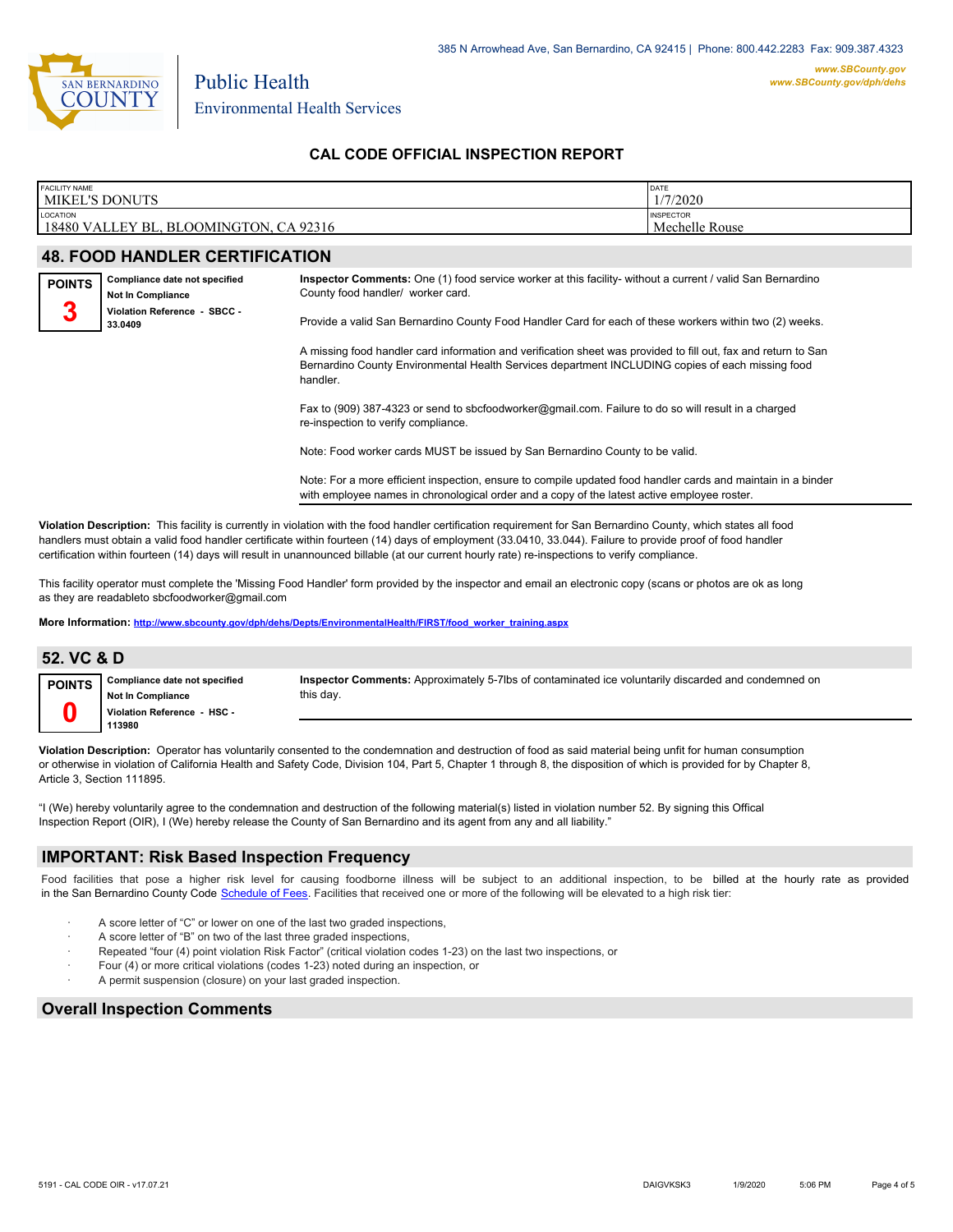385 N Arrowhead Ave, San Bernardino, CA 92415 | Phone: 800.442.2283 Fax: 909.387.4323

www.SBCounty.gov
www.SBCounty.gov/dph/dehs

Public Health
Environmental Health Services

## CAL CODE OFFICIAL INSPECTION REPORT

| FACILITY NAME | DATE |
|---|---|
| MIKEL'S DONUTS | 1/7/2020 |
| **LOCATION** | **INSPECTOR** |
| 18480 VALLEY BL, BLOOMINGTON, CA 92316 | Mechelle Rouse |

## 48. FOOD HANDLER CERTIFICATION

**POINTS 3**

**Compliance date not specified**
**Not In Compliance**
**Violation Reference - SBCC - 33.0409**

**Inspector Comments:** One (1) food service worker at this facility- without a current / valid San Bernardino County food handler/ worker card.

Provide a valid San Bernardino County Food Handler Card for each of these workers within two (2) weeks.

A missing food handler card information and verification sheet was provided to fill out, fax and return to San Bernardino County Environmental Health Services department INCLUDING copies of each missing food handler.

Fax to (909) 387-4323 or send to sbcfoodworker@gmail.com. Failure to do so will result in a charged re-inspection to verify compliance.

Note: Food worker cards MUST be issued by San Bernardino County to be valid.

Note: For a more efficient inspection, ensure to compile updated food handler cards and maintain in a binder with employee names in chronological order and a copy of the latest active employee roster.

**Violation Description:** This facility is currently in violation with the food handler certification requirement for San Bernardino County, which states all food handlers must obtain a valid food handler certificate within fourteen (14) days of employment (33.0410, 33.044). Failure to provide proof of food handler certification within fourteen (14) days will result in unannounced billable (at our current hourly rate) re-inspections to verify compliance.

This facility operator must complete the 'Missing Food Handler' form provided by the inspector and email an electronic copy (scans or photos are ok as long as they are readableto sbcfoodworker@gmail.com

**More Information:** http://www.sbcounty.gov/dph/dehs/Depts/EnvironmentalHealth/FIRST/food_worker_training.aspx

## 52. VC & D

**POINTS 0**

**Compliance date not specified**
**Not In Compliance**
**Violation Reference - HSC - 113980**

**Inspector Comments:** Approximately 5-7lbs of contaminated ice voluntarily discarded and condemned on this day.

**Violation Description:** Operator has voluntarily consented to the condemnation and destruction of food as said material being unfit for human consumption or otherwise in violation of California Health and Safety Code, Division 104, Part 5, Chapter 1 through 8, the disposition of which is provided for by Chapter 8, Article 3, Section 111895.

"I (We) hereby voluntarily agree to the condemnation and destruction of the following material(s) listed in violation number 52. By signing this Offical Inspection Report (OIR), I (We) hereby release the County of San Bernardino and its agent from any and all liability."

## IMPORTANT: Risk Based Inspection Frequency

Food facilities that pose a higher risk level for causing foodborne illness will be subject to an additional inspection, to be billed at the hourly rate as provided in the San Bernardino County Code Schedule of Fees. Facilities that received one or more of the following will be elevated to a high risk tier:

- A score letter of "C" or lower on one of the last two graded inspections,
- A score letter of "B" on two of the last three graded inspections,
- Repeated "four (4) point violation Risk Factor" (critical violation codes 1-23) on the last two inspections, or
- Four (4) or more critical violations (codes 1-23) noted during an inspection, or
- A permit suspension (closure) on your last graded inspection.

## Overall Inspection Comments

5191 - CAL CODE OIR - v17.07.21 DAIGVKSK3 1/9/2020 5:06 PM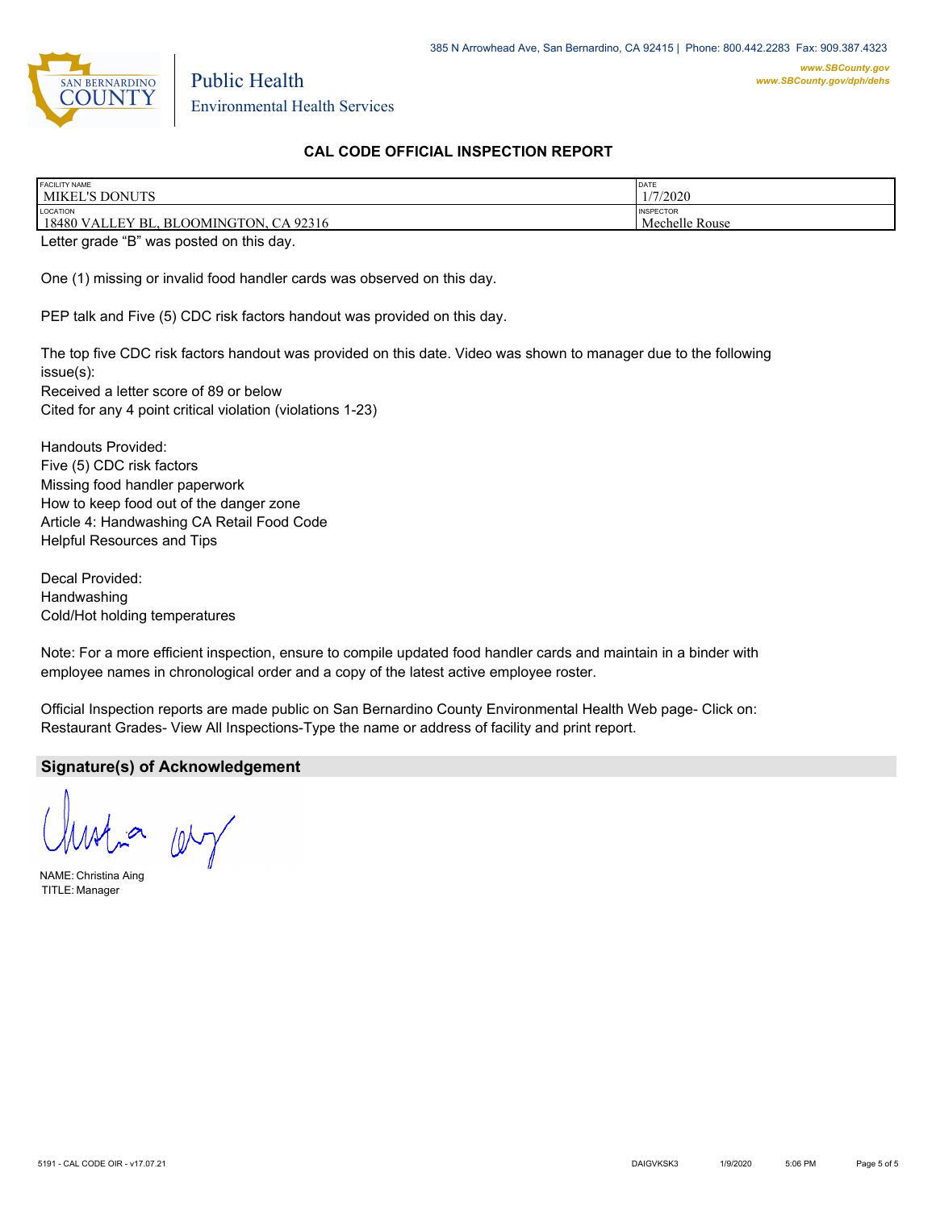385 N Arrowhead Ave, San Bernardino, CA 92415 | Phone: 800.442.2283 Fax: 909.387.4323

www.SBCounty.gov
www.SBCounty.gov/dph/dehs

SAN BERNARDINO COUNTY

Public Health
Environmental Health Services

### CAL CODE OFFICIAL INSPECTION REPORT

| FACILITY NAME | DATE |
|---|---|
| MIKEL'S DONUTS | 1/7/2020 |
| LOCATION | INSPECTOR |
| 18480 VALLEY BL, BLOOMINGTON, CA 92316 | Mechelle Rouse |

Letter grade “B” was posted on this day.

One (1) missing or invalid food handler cards was observed on this day.

PEP talk and Five (5) CDC risk factors handout was provided on this day.

The top five CDC risk factors handout was provided on this date. Video was shown to manager due to the following issue(s):
Received a letter score of 89 or below
Cited for any 4 point critical violation (violations 1-23)

Handouts Provided:
Five (5) CDC risk factors
Missing food handler paperwork
How to keep food out of the danger zone
Article 4: Handwashing CA Retail Food Code
Helpful Resources and Tips

Decal Provided:
Handwashing
Cold/Hot holding temperatures

Note: For a more efficient inspection, ensure to compile updated food handler cards and maintain in a binder with employee names in chronological order and a copy of the latest active employee roster.

Official Inspection reports are made public on San Bernardino County Environmental Health Web page- Click on: Restaurant Grades- View All Inspections-Type the name or address of facility and print report.

## Signature(s) of Acknowledgement

NAME: Christina Aing
TITLE: Manager

5191 - CAL CODE OIR - v17.07.21 DAIGVKSK3 1/9/2020 5:06 PM